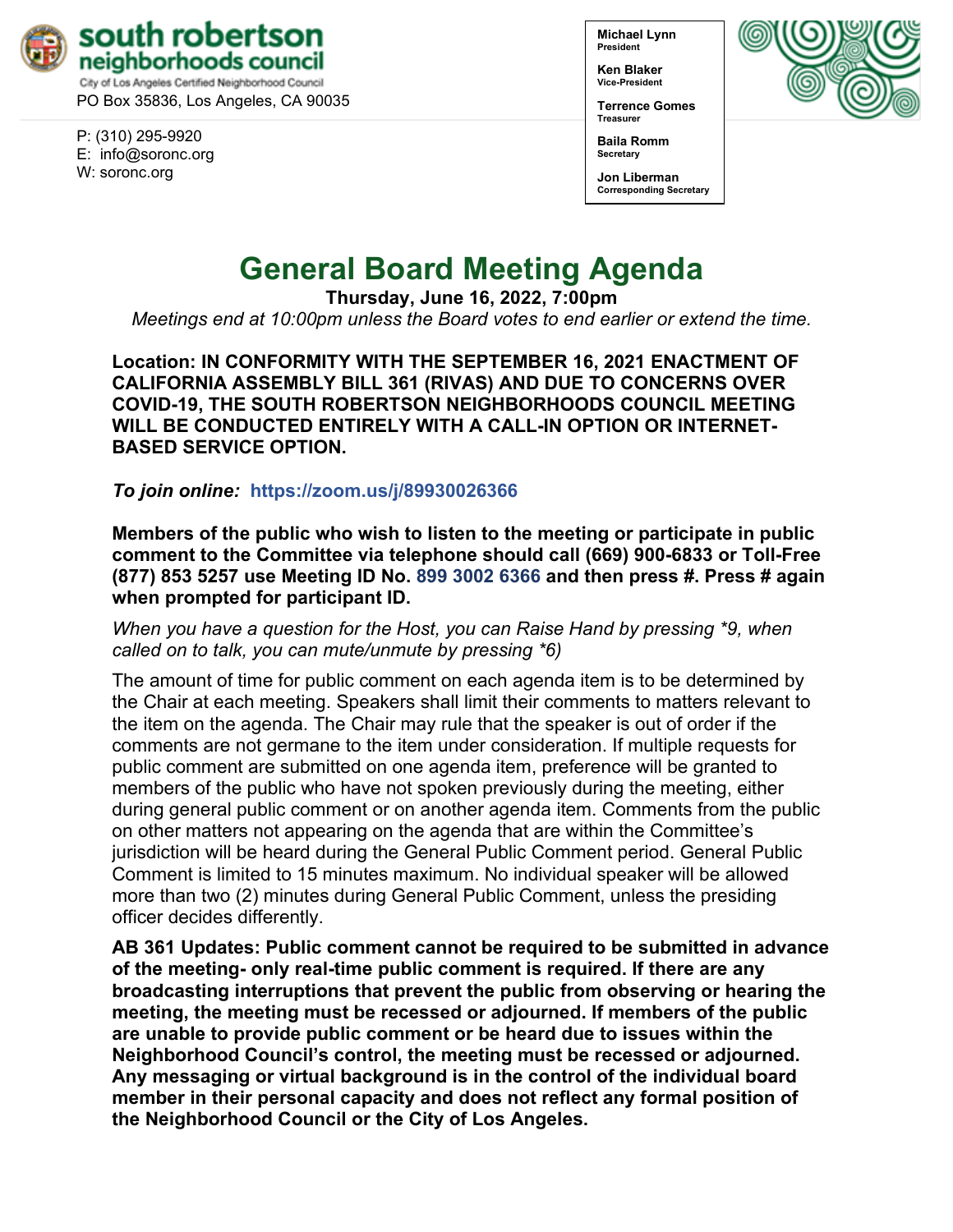**south robertson neighborhoods council**
City of Los Angeles Certified Neighborhood Council
PO Box 35836, Los Angeles, CA 90035

P: (310) 295-9920
E: info@soronc.org
W: soronc.org

**Michael Lynn**
**President**

**Ken Blaker**
**Vice-President**

**Terrence Gomes**
**Treasurer**

**Baila Romm**
**Secretary**

**Jon Liberman**
**Corresponding Secretary**

# General Board Meeting Agenda

**Thursday, June 16, 2022, 7:00pm**

*Meetings end at 10:00pm unless the Board votes to end earlier or extend the time.*

**Location: IN CONFORMITY WITH THE SEPTEMBER 16, 2021 ENACTMENT OF CALIFORNIA ASSEMBLY BILL 361 (RIVAS) AND DUE TO CONCERNS OVER COVID-19, THE SOUTH ROBERTSON NEIGHBORHOODS COUNCIL MEETING WILL BE CONDUCTED ENTIRELY WITH A CALL-IN OPTION OR INTERNET-BASED SERVICE OPTION.**

***To join online:*** **https://zoom.us/j/89930026366**

**Members of the public who wish to listen to the meeting or participate in public comment to the Committee via telephone should call (669) 900-6833 or Toll-Free (877) 853 5257 use Meeting ID No. 899 3002 6366 and then press #. Press # again when prompted for participant ID.**

*When you have a question for the Host, you can Raise Hand by pressing *9, when called on to talk, you can mute/unmute by pressing *6)*

The amount of time for public comment on each agenda item is to be determined by the Chair at each meeting. Speakers shall limit their comments to matters relevant to the item on the agenda. The Chair may rule that the speaker is out of order if the comments are not germane to the item under consideration. If multiple requests for public comment are submitted on one agenda item, preference will be granted to members of the public who have not spoken previously during the meeting, either during general public comment or on another agenda item. Comments from the public on other matters not appearing on the agenda that are within the Committee's jurisdiction will be heard during the General Public Comment period. General Public Comment is limited to 15 minutes maximum. No individual speaker will be allowed more than two (2) minutes during General Public Comment, unless the presiding officer decides differently.

**AB 361 Updates: Public comment cannot be required to be submitted in advance of the meeting- only real-time public comment is required. If there are any broadcasting interruptions that prevent the public from observing or hearing the meeting, the meeting must be recessed or adjourned. If members of the public are unable to provide public comment or be heard due to issues within the Neighborhood Council's control, the meeting must be recessed or adjourned. Any messaging or virtual background is in the control of the individual board member in their personal capacity and does not reflect any formal position of the Neighborhood Council or the City of Los Angeles.**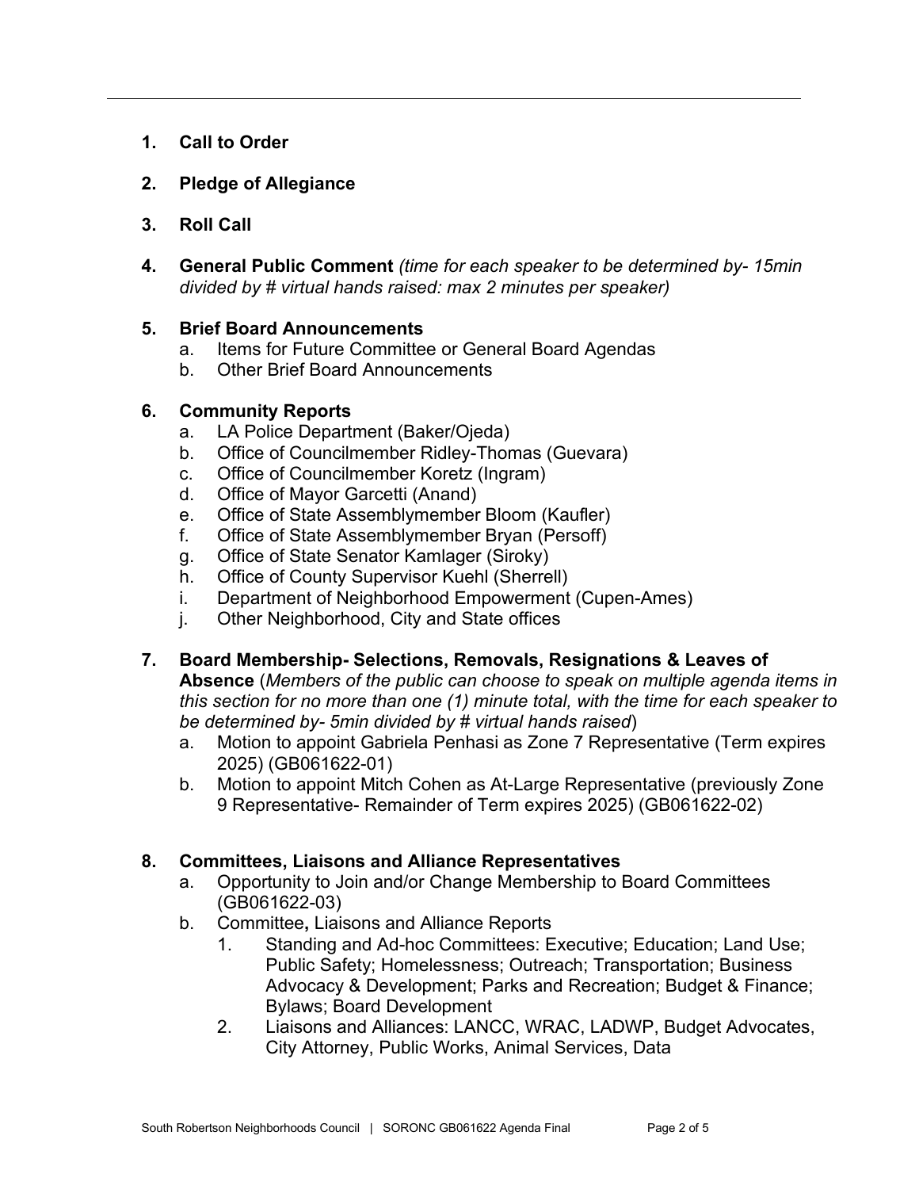1. **Call to Order**

2. **Pledge of Allegiance**

3. **Roll Call**

4. **General Public Comment** *(time for each speaker to be determined by- 15min divided by # virtual hands raised: max 2 minutes per speaker)*

5. **Brief Board Announcements**
    a. Items for Future Committee or General Board Agendas
    b. Other Brief Board Announcements

6. **Community Reports**
    a. LA Police Department (Baker/Ojeda)
    b. Office of Councilmember Ridley-Thomas (Guevara)
    c. Office of Councilmember Koretz (Ingram)
    d. Office of Mayor Garcetti (Anand)
    e. Office of State Assemblymember Bloom (Kaufler)
    f. Office of State Assemblymember Bryan (Persoff)
    g. Office of State Senator Kamlager (Siroky)
    h. Office of County Supervisor Kuehl (Sherrell)
    i. Department of Neighborhood Empowerment (Cupen-Ames)
    j. Other Neighborhood, City and State offices

7. **Board Membership- Selections, Removals, Resignations & Leaves of Absence** (*Members of the public can choose to speak on multiple agenda items in this section for no more than one (1) minute total, with the time for each speaker to be determined by- 5min divided by # virtual hands raised*)
    a. Motion to appoint Gabriela Penhasi as Zone 7 Representative (Term expires 2025) (GB061622-01)
    b. Motion to appoint Mitch Cohen as At-Large Representative (previously Zone 9 Representative- Remainder of Term expires 2025) (GB061622-02)

8. **Committees, Liaisons and Alliance Representatives**
    a. Opportunity to Join and/or Change Membership to Board Committees (GB061622-03)
    b. Committee**,** Liaisons and Alliance Reports
        1. Standing and Ad-hoc Committees: Executive; Education; Land Use; Public Safety; Homelessness; Outreach; Transportation; Business Advocacy & Development; Parks and Recreation; Budget & Finance; Bylaws; Board Development
        2. Liaisons and Alliances: LANCC, WRAC, LADWP, Budget Advocates, City Attorney, Public Works, Animal Services, Data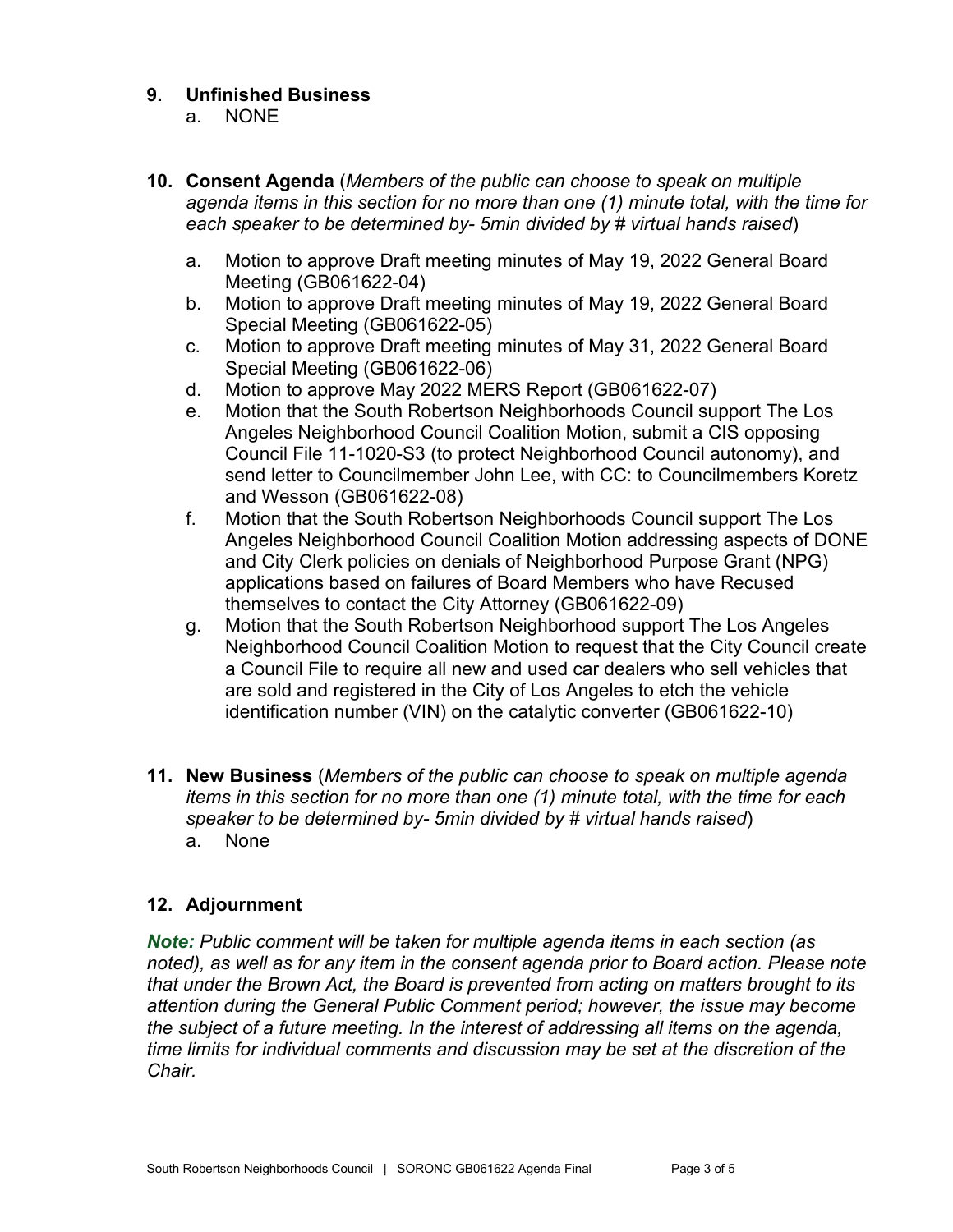## 9. Unfinished Business

a. NONE

## 10. Consent Agenda (*Members of the public can choose to speak on multiple agenda items in this section for no more than one (1) minute total, with the time for each speaker to be determined by- 5min divided by # virtual hands raised*)

a. Motion to approve Draft meeting minutes of May 19, 2022 General Board Meeting (GB061622-04)

b. Motion to approve Draft meeting minutes of May 19, 2022 General Board Special Meeting (GB061622-05)

c. Motion to approve Draft meeting minutes of May 31, 2022 General Board Special Meeting (GB061622-06)

d. Motion to approve May 2022 MERS Report (GB061622-07)

e. Motion that the South Robertson Neighborhoods Council support The Los Angeles Neighborhood Council Coalition Motion, submit a CIS opposing Council File 11-1020-S3 (to protect Neighborhood Council autonomy), and send letter to Councilmember John Lee, with CC: to Councilmembers Koretz and Wesson (GB061622-08)

f. Motion that the South Robertson Neighborhoods Council support The Los Angeles Neighborhood Council Coalition Motion addressing aspects of DONE and City Clerk policies on denials of Neighborhood Purpose Grant (NPG) applications based on failures of Board Members who have Recused themselves to contact the City Attorney (GB061622-09)

g. Motion that the South Robertson Neighborhood support The Los Angeles Neighborhood Council Coalition Motion to request that the City Council create a Council File to require all new and used car dealers who sell vehicles that are sold and registered in the City of Los Angeles to etch the vehicle identification number (VIN) on the catalytic converter (GB061622-10)

## 11. New Business (*Members of the public can choose to speak on multiple agenda items in this section for no more than one (1) minute total, with the time for each speaker to be determined by- 5min divided by # virtual hands raised*)

a. None

## 12. Adjournment

***Note:*** *Public comment will be taken for multiple agenda items in each section (as noted), as well as for any item in the consent agenda prior to Board action. Please note that under the Brown Act, the Board is prevented from acting on matters brought to its attention during the General Public Comment period; however, the issue may become the subject of a future meeting. In the interest of addressing all items on the agenda, time limits for individual comments and discussion may be set at the discretion of the Chair.*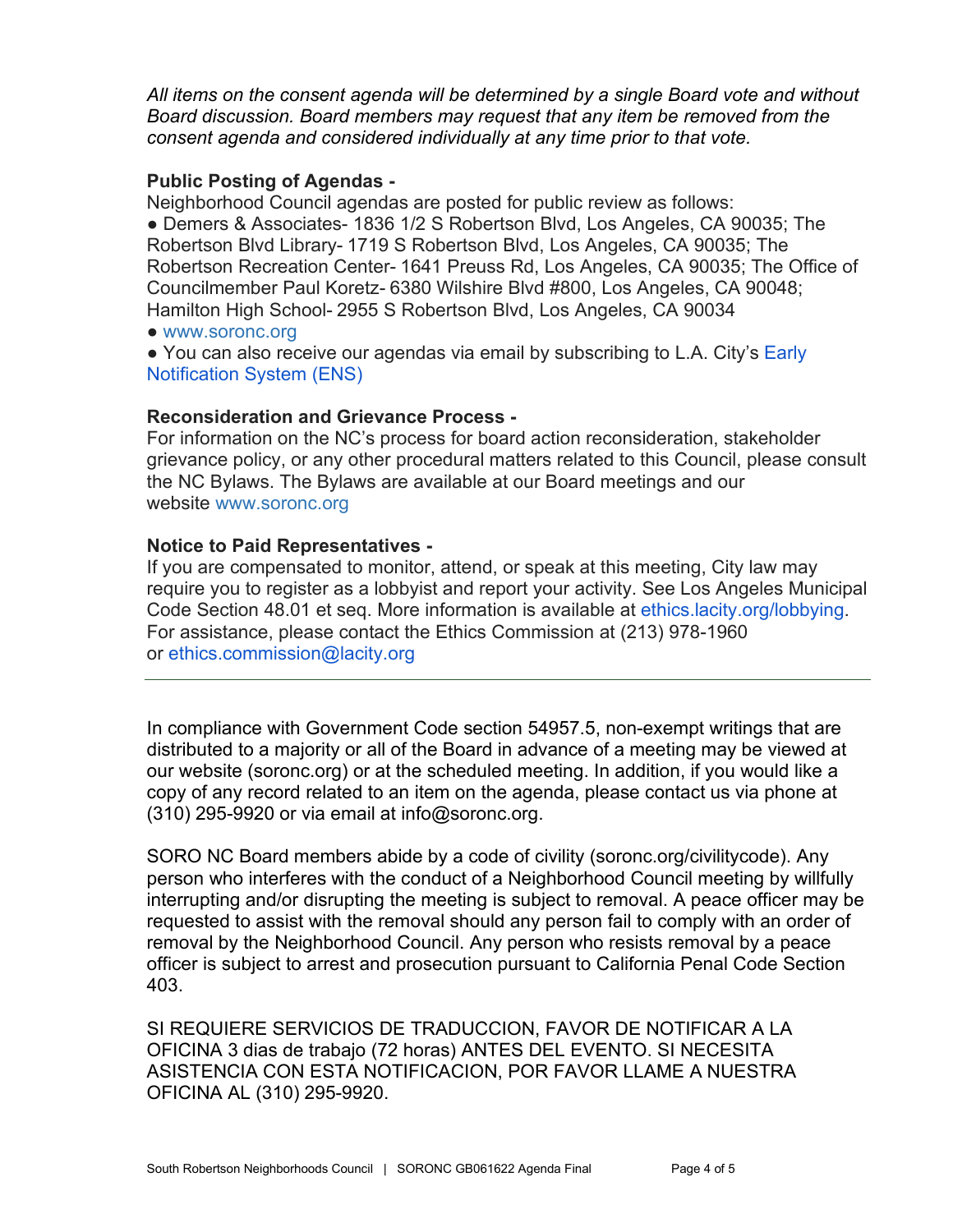*All items on the consent agenda will be determined by a single Board vote and without Board discussion. Board members may request that any item be removed from the consent agenda and considered individually at any time prior to that vote.*

**Public Posting of Agendas -**
Neighborhood Council agendas are posted for public review as follows:

● Demers & Associates- 1836 1/2 S Robertson Blvd, Los Angeles, CA 90035; The Robertson Blvd Library- 1719 S Robertson Blvd, Los Angeles, CA 90035; The Robertson Recreation Center- 1641 Preuss Rd, Los Angeles, CA 90035; The Office of Councilmember Paul Koretz- 6380 Wilshire Blvd #800, Los Angeles, CA 90048; Hamilton High School- 2955 S Robertson Blvd, Los Angeles, CA 90034

● www.soronc.org

● You can also receive our agendas via email by subscribing to L.A. City's Early Notification System (ENS)

**Reconsideration and Grievance Process -**
For information on the NC's process for board action reconsideration, stakeholder grievance policy, or any other procedural matters related to this Council, please consult the NC Bylaws. The Bylaws are available at our Board meetings and our website www.soronc.org

**Notice to Paid Representatives -**
If you are compensated to monitor, attend, or speak at this meeting, City law may require you to register as a lobbyist and report your activity. See Los Angeles Municipal Code Section 48.01 et seq. More information is available at ethics.lacity.org/lobbying. For assistance, please contact the Ethics Commission at (213) 978-1960 or ethics.commission@lacity.org

---

In compliance with Government Code section 54957.5, non-exempt writings that are distributed to a majority or all of the Board in advance of a meeting may be viewed at our website (soronc.org) or at the scheduled meeting. In addition, if you would like a copy of any record related to an item on the agenda, please contact us via phone at (310) 295-9920 or via email at info@soronc.org.

SORO NC Board members abide by a code of civility (soronc.org/civilitycode). Any person who interferes with the conduct of a Neighborhood Council meeting by willfully interrupting and/or disrupting the meeting is subject to removal. A peace officer may be requested to assist with the removal should any person fail to comply with an order of removal by the Neighborhood Council. Any person who resists removal by a peace officer is subject to arrest and prosecution pursuant to California Penal Code Section 403.

SI REQUIERE SERVICIOS DE TRADUCCION, FAVOR DE NOTIFICAR A LA OFICINA 3 dias de trabajo (72 horas) ANTES DEL EVENTO. SI NECESITA ASISTENCIA CON ESTA NOTIFICACION, POR FAVOR LLAME A NUESTRA OFICINA AL (310) 295-9920.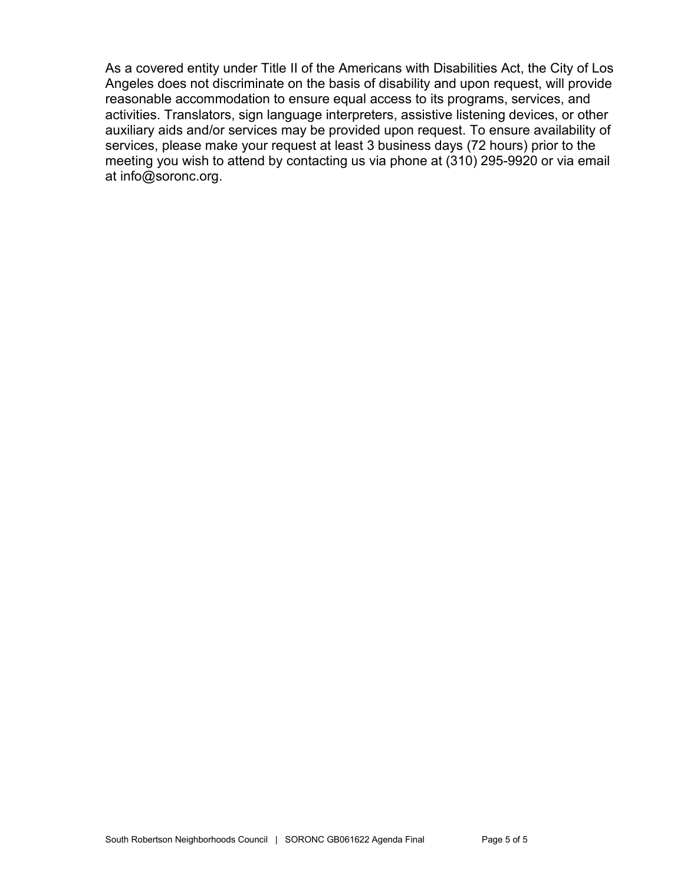As a covered entity under Title II of the Americans with Disabilities Act, the City of Los Angeles does not discriminate on the basis of disability and upon request, will provide reasonable accommodation to ensure equal access to its programs, services, and activities. Translators, sign language interpreters, assistive listening devices, or other auxiliary aids and/or services may be provided upon request. To ensure availability of services, please make your request at least 3 business days (72 hours) prior to the meeting you wish to attend by contacting us via phone at (310) 295-9920 or via email at info@soronc.org.